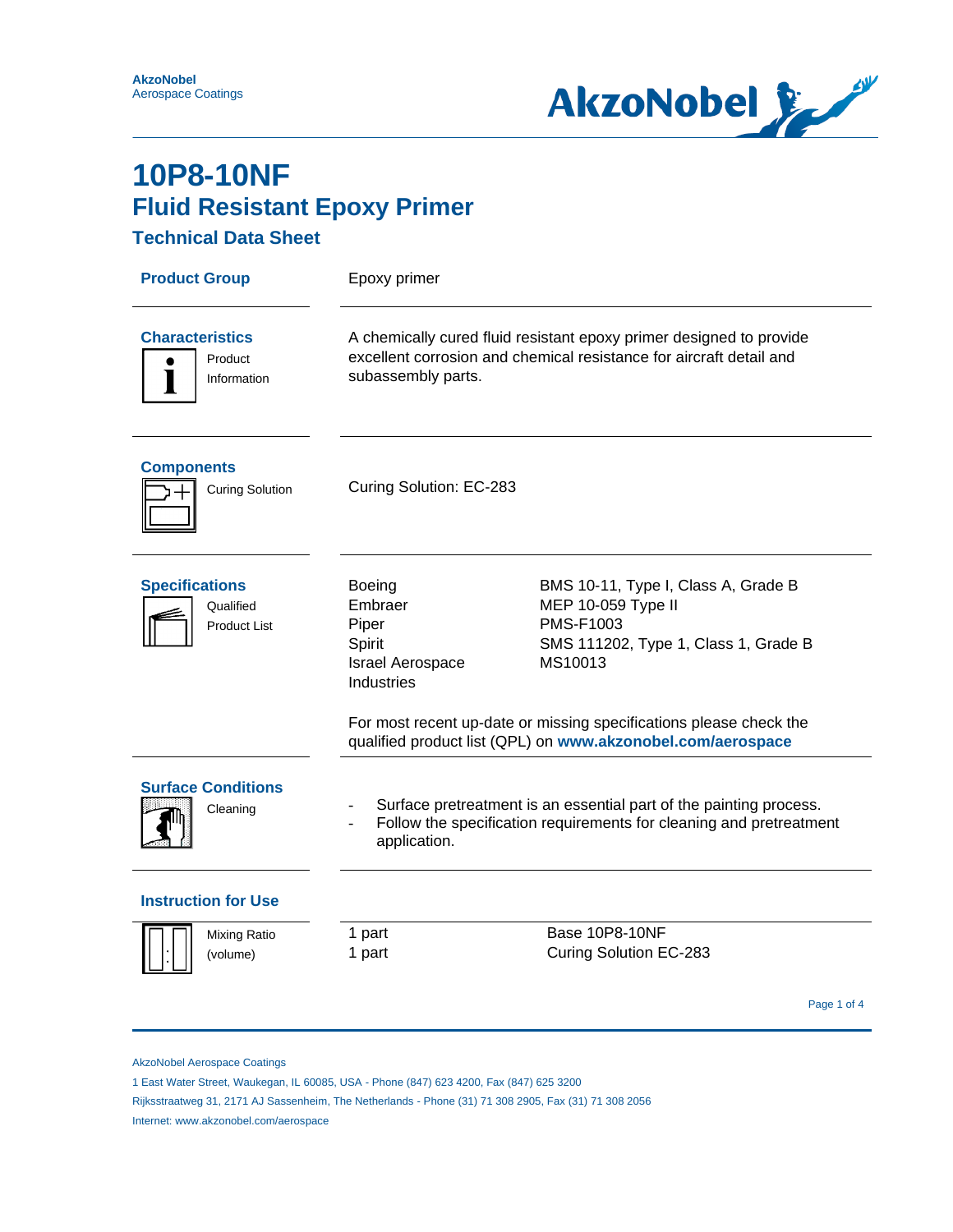AkzoNobel
Aerospace Coatings

# 10P8-10NF
## Fluid Resistant Epoxy Primer
### Technical Data Sheet

**Product Group**

Epoxy primer

**Characteristics**

Product Information

A chemically cured fluid resistant epoxy primer designed to provide excellent corrosion and chemical resistance for aircraft detail and subassembly parts.

**Components**

Curing Solution

Curing Solution: EC-283

**Specifications**

Qualified Product List

| | |
|---|---|
| Boeing | BMS 10-11, Type I, Class A, Grade B |
| Embraer | MEP 10-059 Type II |
| Piper | PMS-F1003 |
| Spirit | SMS 111202, Type 1, Class 1, Grade B |
| Israel Aerospace Industries | MS10013 |

For most recent up-date or missing specifications please check the qualified product list (QPL) on **www.akzonobel.com/aerospace**

**Surface Conditions**

Cleaning

- Surface pretreatment is an essential part of the painting process.
- Follow the specification requirements for cleaning and pretreatment application.

**Instruction for Use**

Mixing Ratio (volume)

| | |
|---|---|
| 1 part | Base 10P8-10NF |
| 1 part | Curing Solution EC-283 |

AkzoNobel Aerospace Coatings
1 East Water Street, Waukegan, IL 60085, USA - Phone (847) 623 4200, Fax (847) 625 3200
Rijksstraatweg 31, 2171 AJ Sassenheim, The Netherlands - Phone (31) 71 308 2905, Fax (31) 71 308 2056
Internet: www.akzonobel.com/aerospace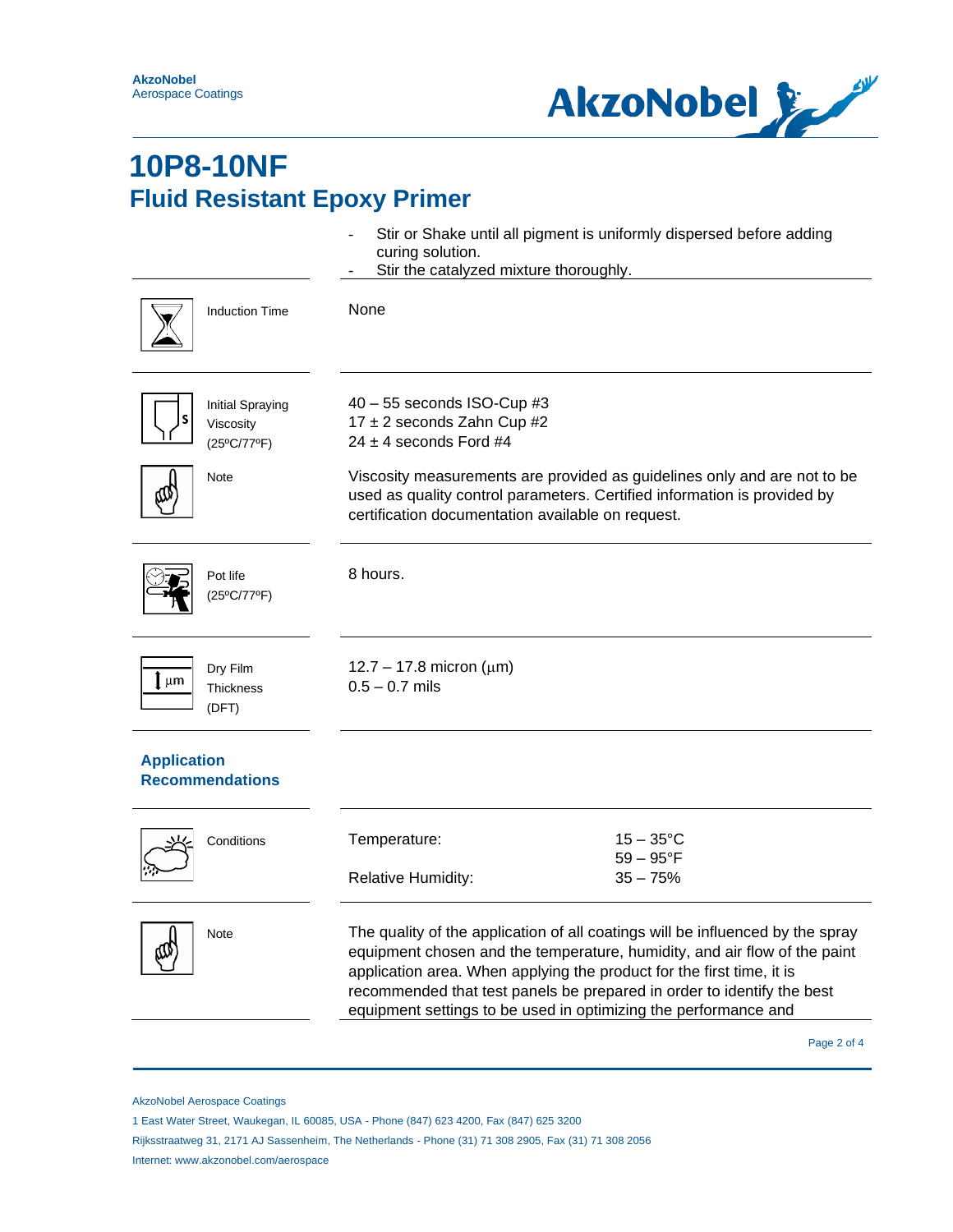# 10P8-10NF
## Fluid Resistant Epoxy Primer

- Stir or Shake until all pigment is uniformly dispersed before adding curing solution.
- Stir the catalyzed mixture thoroughly.

| | |
|---|---|
| Induction Time | None |
| Initial Spraying Viscosity (25ºC/77ºF) | 40 – 55 seconds ISO-Cup #3<br>17 ± 2 seconds Zahn Cup #2<br>24 ± 4 seconds Ford #4 |
| Note | Viscosity measurements are provided as guidelines only and are not to be used as quality control parameters. Certified information is provided by certification documentation available on request. |
| Pot life (25ºC/77ºF) | 8 hours. |
| Dry Film Thickness (DFT) | 12.7 – 17.8 micron (μm)<br>0.5 – 0.7 mils |

### Application Recommendations

| | | |
|---|---|---|
| Conditions | Temperature: | 15 – 35°C<br>59 – 95°F |
| | Relative Humidity: | 35 – 75% |

| | |
|---|---|
| Note | The quality of the application of all coatings will be influenced by the spray equipment chosen and the temperature, humidity, and air flow of the paint application area. When applying the product for the first time, it is recommended that test panels be prepared in order to identify the best equipment settings to be used in optimizing the performance and |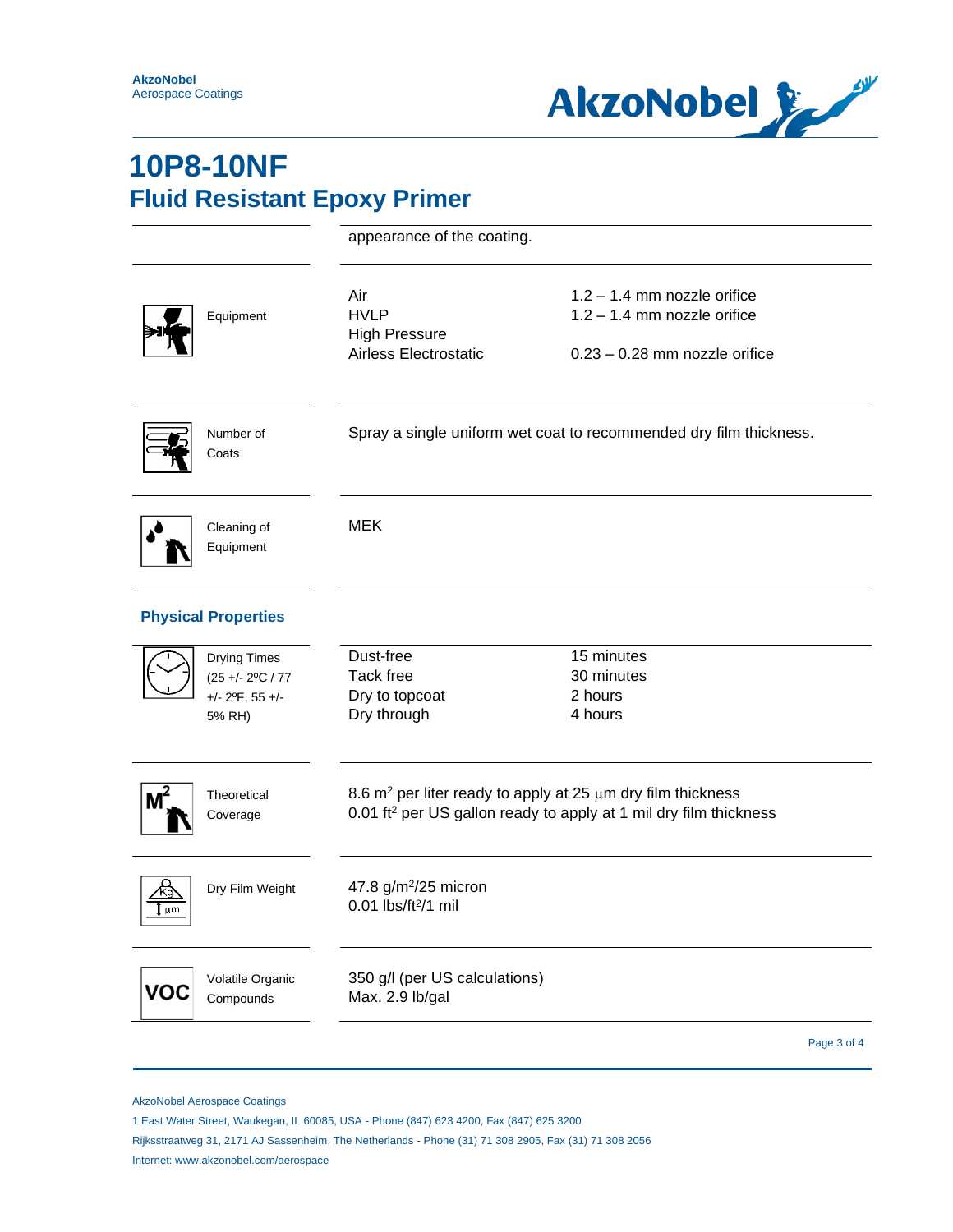# 10P8-10NF
## Fluid Resistant Epoxy Primer

appearance of the coating.

| | | |
|---|---|---|
| Equipment | Air<br>HVLP<br>High Pressure<br>Airless Electrostatic | 1.2 – 1.4 mm nozzle orifice<br>1.2 – 1.4 mm nozzle orifice<br><br>0.23 – 0.28 mm nozzle orifice |
| Number of Coats | Spray a single uniform wet coat to recommended dry film thickness. | |
| Cleaning of Equipment | MEK | |

### Physical Properties

| | | |
|---|---|---|
| Drying Times (25 +/- 2ºC / 77 +/- 2ºF, 55 +/- 5% RH) | Dust-free<br>Tack free<br>Dry to topcoat<br>Dry through | 15 minutes<br>30 minutes<br>2 hours<br>4 hours |
| Theoretical Coverage | 8.6 $m^2$ per liter ready to apply at 25 µm dry film thickness<br>0.01 $ft^2$ per US gallon ready to apply at 1 mil dry film thickness | |
| Dry Film Weight | 47.8 $g/m^2$/25 micron<br>0.01 $lbs/ft^2$/1 mil | |
| Volatile Organic Compounds | 350 g/l (per US calculations)<br>Max. 2.9 lb/gal | |

AkzoNobel Aerospace Coatings
1 East Water Street, Waukegan, IL 60085, USA - Phone (847) 623 4200, Fax (847) 625 3200
Rijksstraatweg 31, 2171 AJ Sassenheim, The Netherlands - Phone (31) 71 308 2905, Fax (31) 71 308 2056
Internet: www.akzonobel.com/aerospace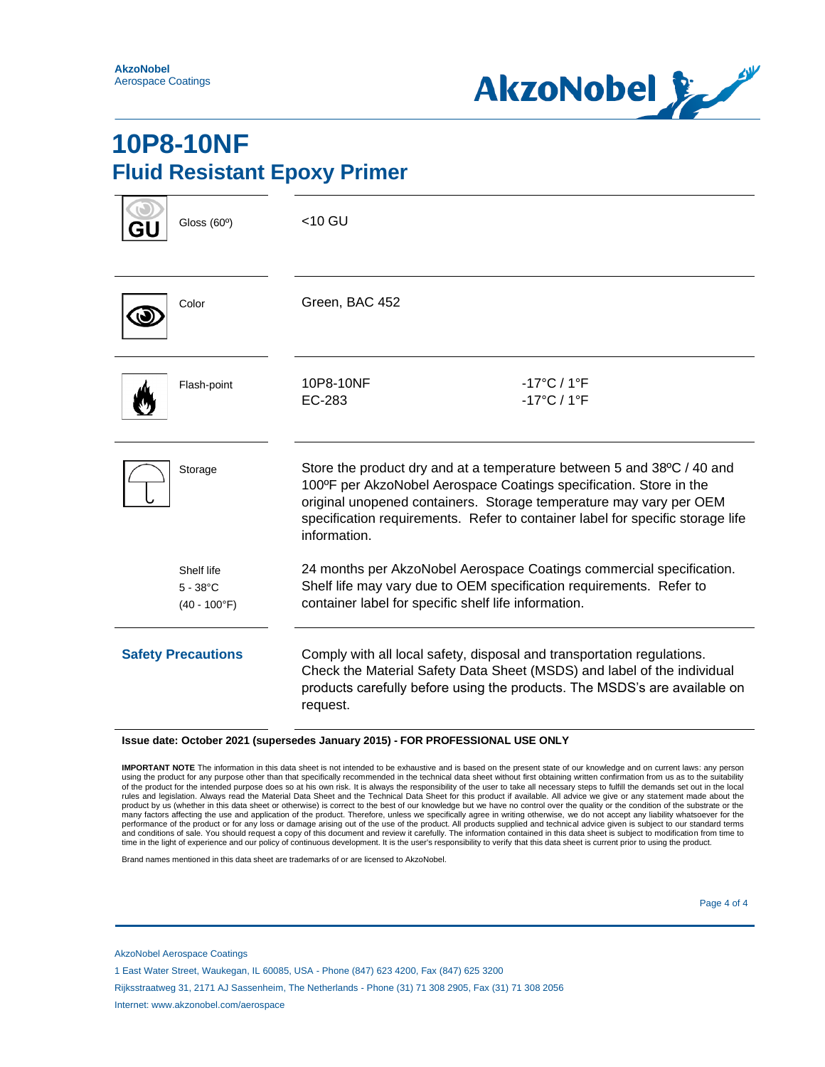AkzoNobel
Aerospace Coatings

# 10P8-10NF
## Fluid Resistant Epoxy Primer

| | | |
|---|---|---|
| Gloss (60º) | <10 GU | |
| Color | Green, BAC 452 | |
| Flash-point | 10P8-10NF<br>EC-283 | -17°C / 1°F<br>-17°C / 1°F |
| Storage | Store the product dry and at a temperature between 5 and 38ºC / 40 and 100ºF per AkzoNobel Aerospace Coatings specification. Store in the original unopened containers. Storage temperature may vary per OEM specification requirements. Refer to container label for specific storage life information. | |
| Shelf life<br>5 - 38°C<br>(40 - 100°F) | 24 months per AkzoNobel Aerospace Coatings commercial specification. Shelf life may vary due to OEM specification requirements. Refer to container label for specific shelf life information. | |
| **Safety Precautions** | Comply with all local safety, disposal and transportation regulations. Check the Material Safety Data Sheet (MSDS) and label of the individual products carefully before using the products. The MSDS's are available on request. | |

**Issue date: October 2021 (supersedes January 2015) - FOR PROFESSIONAL USE ONLY**

**IMPORTANT NOTE** The information in this data sheet is not intended to be exhaustive and is based on the present state of our knowledge and on current laws: any person using the product for any purpose other than that specifically recommended in the technical data sheet without first obtaining written confirmation from us as to the suitability of the product for the intended purpose does so at his own risk. It is always the responsibility of the user to take all necessary steps to fulfill the demands set out in the local rules and legislation. Always read the Material Data Sheet and the Technical Data Sheet for this product if available. All advice we give or any statement made about the product by us (whether in this data sheet or otherwise) is correct to the best of our knowledge but we have no control over the quality or the condition of the substrate or the many factors affecting the use and application of the product. Therefore, unless we specifically agree in writing otherwise, we do not accept any liability whatsoever for the performance of the product or for any loss or damage arising out of the use of the product. All products supplied and technical advice given is subject to our standard terms and conditions of sale. You should request a copy of this document and review it carefully. The information contained in this data sheet is subject to modification from time to time in the light of experience and our policy of continuous development. It is the user's responsibility to verify that this data sheet is current prior to using the product.

Brand names mentioned in this data sheet are trademarks of or are licensed to AkzoNobel.

AkzoNobel Aerospace Coatings

1 East Water Street, Waukegan, IL 60085, USA - Phone (847) 623 4200, Fax (847) 625 3200

Rijksstraatweg 31, 2171 AJ Sassenheim, The Netherlands - Phone (31) 71 308 2905, Fax (31) 71 308 2056

Internet: www.akzonobel.com/aerospace